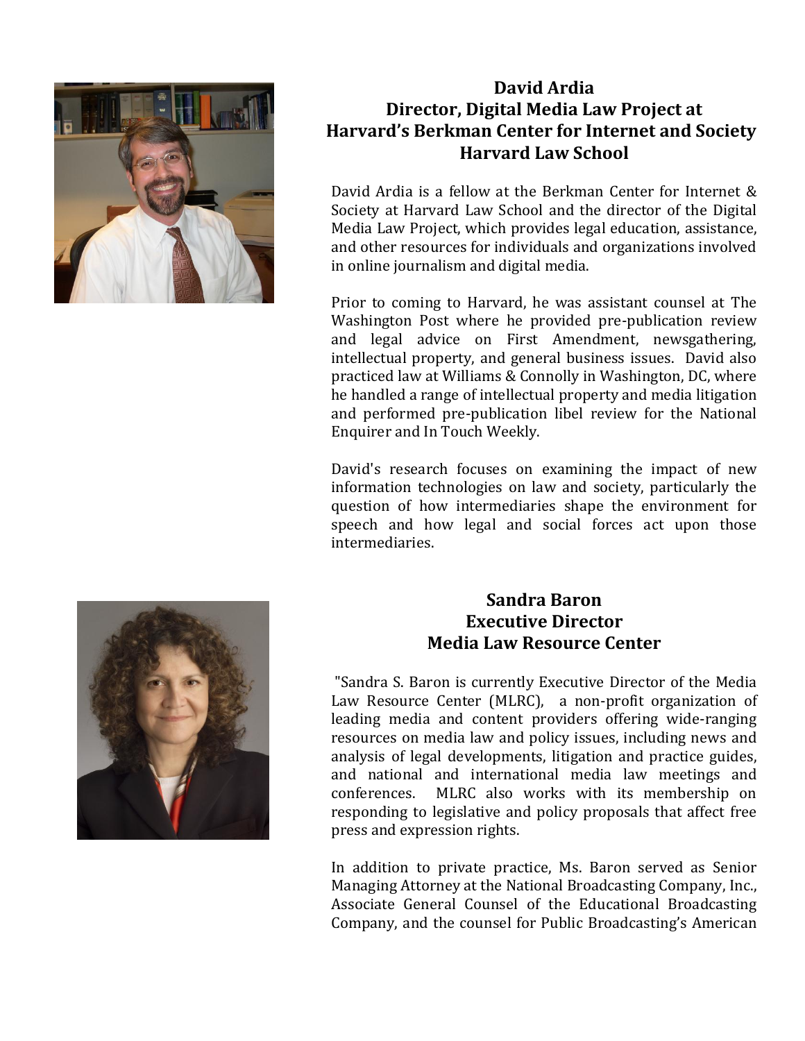## David Ardia
## Director, Digital Media Law Project at Harvard's Berkman Center for Internet and Society
## Harvard Law School

David Ardia is a fellow at the Berkman Center for Internet & Society at Harvard Law School and the director of the Digital Media Law Project, which provides legal education, assistance, and other resources for individuals and organizations involved in online journalism and digital media.

Prior to coming to Harvard, he was assistant counsel at The Washington Post where he provided pre-publication review and legal advice on First Amendment, newsgathering, intellectual property, and general business issues. David also practiced law at Williams & Connolly in Washington, DC, where he handled a range of intellectual property and media litigation and performed pre-publication libel review for the National Enquirer and In Touch Weekly.

David's research focuses on examining the impact of new information technologies on law and society, particularly the question of how intermediaries shape the environment for speech and how legal and social forces act upon those intermediaries.

## Sandra Baron
## Executive Director
## Media Law Resource Center

"Sandra S. Baron is currently Executive Director of the Media Law Resource Center (MLRC), a non-profit organization of leading media and content providers offering wide-ranging resources on media law and policy issues, including news and analysis of legal developments, litigation and practice guides, and national and international media law meetings and conferences. MLRC also works with its membership on responding to legislative and policy proposals that affect free press and expression rights.

In addition to private practice, Ms. Baron served as Senior Managing Attorney at the National Broadcasting Company, Inc., Associate General Counsel of the Educational Broadcasting Company, and the counsel for Public Broadcasting's American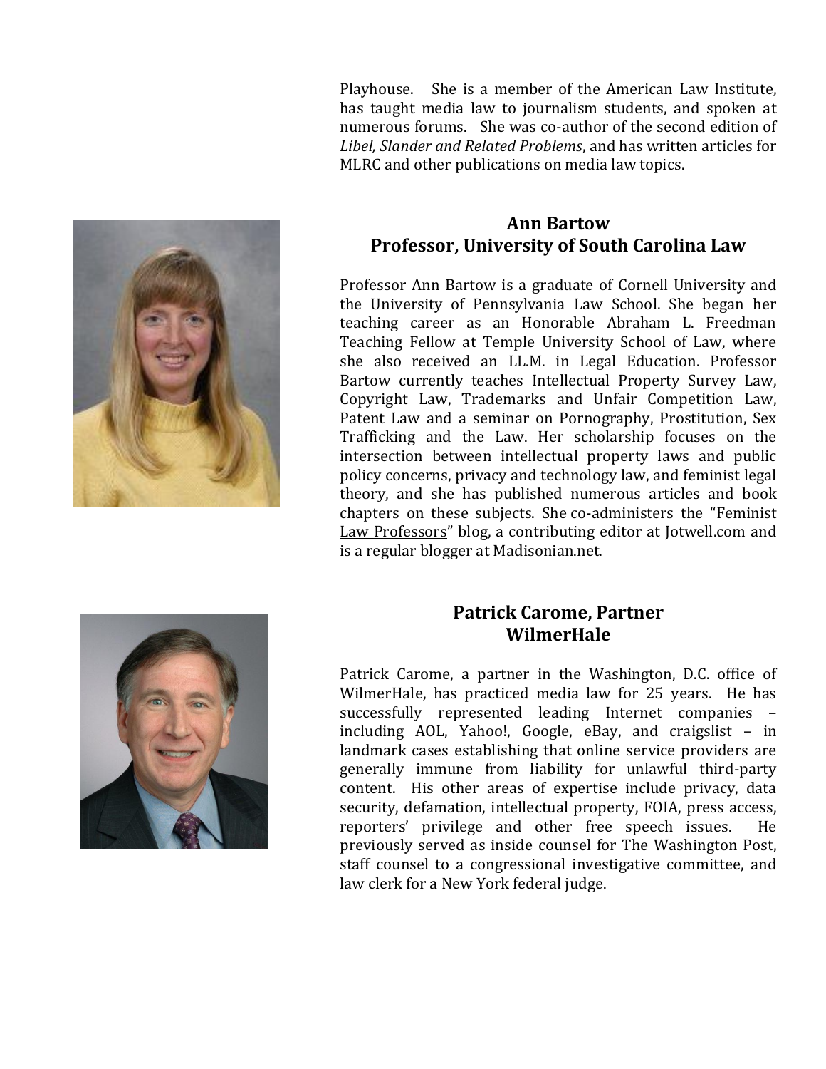Playhouse. She is a member of the American Law Institute, has taught media law to journalism students, and spoken at numerous forums. She was co-author of the second edition of *Libel, Slander and Related Problems*, and has written articles for MLRC and other publications on media law topics.

## Ann Bartow
## Professor, University of South Carolina Law

Professor Ann Bartow is a graduate of Cornell University and the University of Pennsylvania Law School. She began her teaching career as an Honorable Abraham L. Freedman Teaching Fellow at Temple University School of Law, where she also received an LL.M. in Legal Education. Professor Bartow currently teaches Intellectual Property Survey Law, Copyright Law, Trademarks and Unfair Competition Law, Patent Law and a seminar on Pornography, Prostitution, Sex Trafficking and the Law. Her scholarship focuses on the intersection between intellectual property laws and public policy concerns, privacy and technology law, and feminist legal theory, and she has published numerous articles and book chapters on these subjects. She co-administers the "Feminist Law Professors" blog, a contributing editor at Jotwell.com and is a regular blogger at Madisonian.net.

## Patrick Carome, Partner
## WilmerHale

Patrick Carome, a partner in the Washington, D.C. office of WilmerHale, has practiced media law for 25 years. He has successfully represented leading Internet companies – including AOL, Yahoo!, Google, eBay, and craigslist – in landmark cases establishing that online service providers are generally immune from liability for unlawful third-party content. His other areas of expertise include privacy, data security, defamation, intellectual property, FOIA, press access, reporters' privilege and other free speech issues. He previously served as inside counsel for The Washington Post, staff counsel to a congressional investigative committee, and law clerk for a New York federal judge.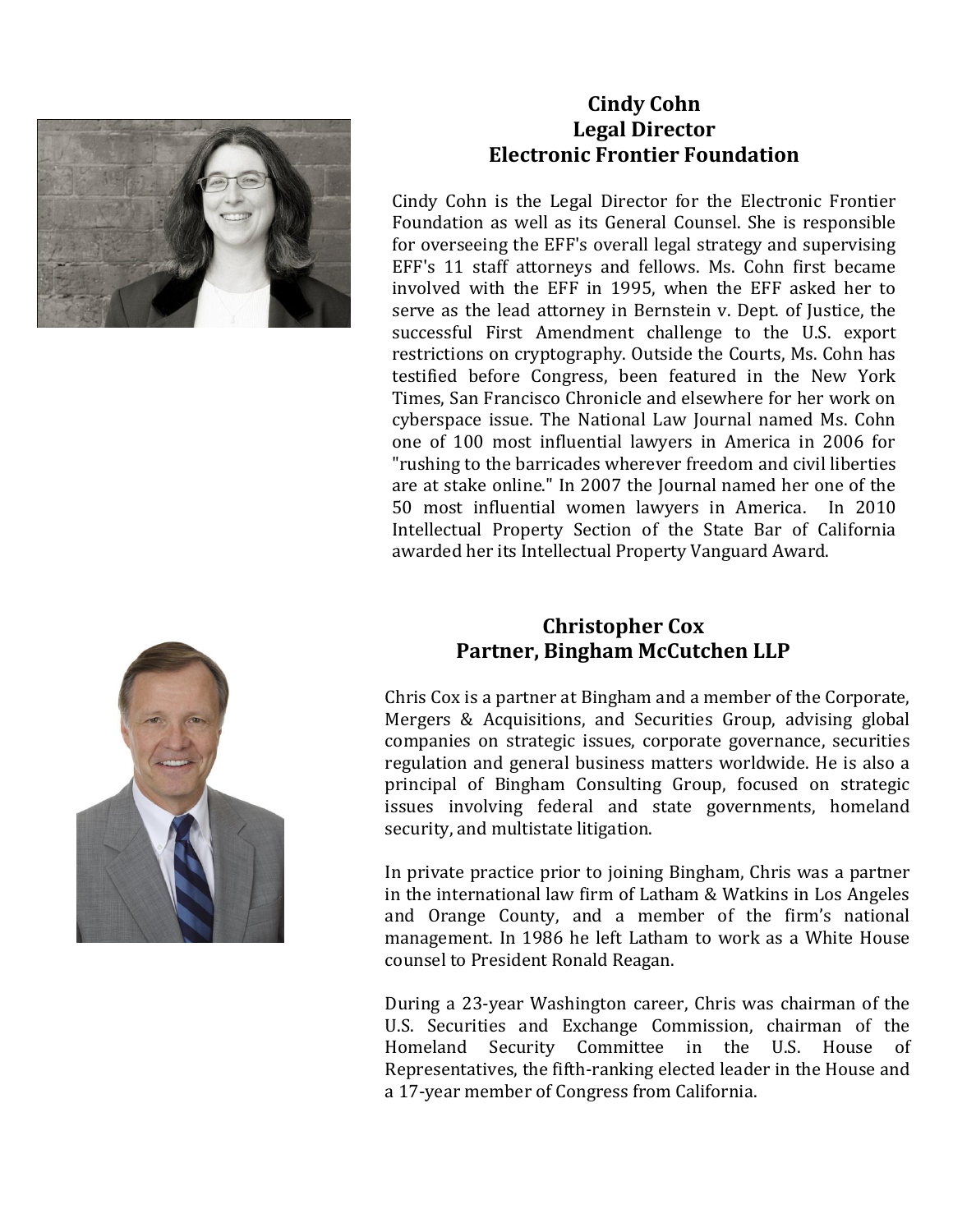## Cindy Cohn
## Legal Director
## Electronic Frontier Foundation

Cindy Cohn is the Legal Director for the Electronic Frontier Foundation as well as its General Counsel. She is responsible for overseeing the EFF's overall legal strategy and supervising EFF's 11 staff attorneys and fellows. Ms. Cohn first became involved with the EFF in 1995, when the EFF asked her to serve as the lead attorney in Bernstein v. Dept. of Justice, the successful First Amendment challenge to the U.S. export restrictions on cryptography. Outside the Courts, Ms. Cohn has testified before Congress, been featured in the New York Times, San Francisco Chronicle and elsewhere for her work on cyberspace issue. The National Law Journal named Ms. Cohn one of 100 most influential lawyers in America in 2006 for "rushing to the barricades wherever freedom and civil liberties are at stake online." In 2007 the Journal named her one of the 50 most influential women lawyers in America. In 2010 Intellectual Property Section of the State Bar of California awarded her its Intellectual Property Vanguard Award.

## Christopher Cox
## Partner, Bingham McCutchen LLP

Chris Cox is a partner at Bingham and a member of the Corporate, Mergers & Acquisitions, and Securities Group, advising global companies on strategic issues, corporate governance, securities regulation and general business matters worldwide. He is also a principal of Bingham Consulting Group, focused on strategic issues involving federal and state governments, homeland security, and multistate litigation.

In private practice prior to joining Bingham, Chris was a partner in the international law firm of Latham & Watkins in Los Angeles and Orange County, and a member of the firm's national management. In 1986 he left Latham to work as a White House counsel to President Ronald Reagan.

During a 23-year Washington career, Chris was chairman of the U.S. Securities and Exchange Commission, chairman of the Homeland Security Committee in the U.S. House of Representatives, the fifth-ranking elected leader in the House and a 17-year member of Congress from California.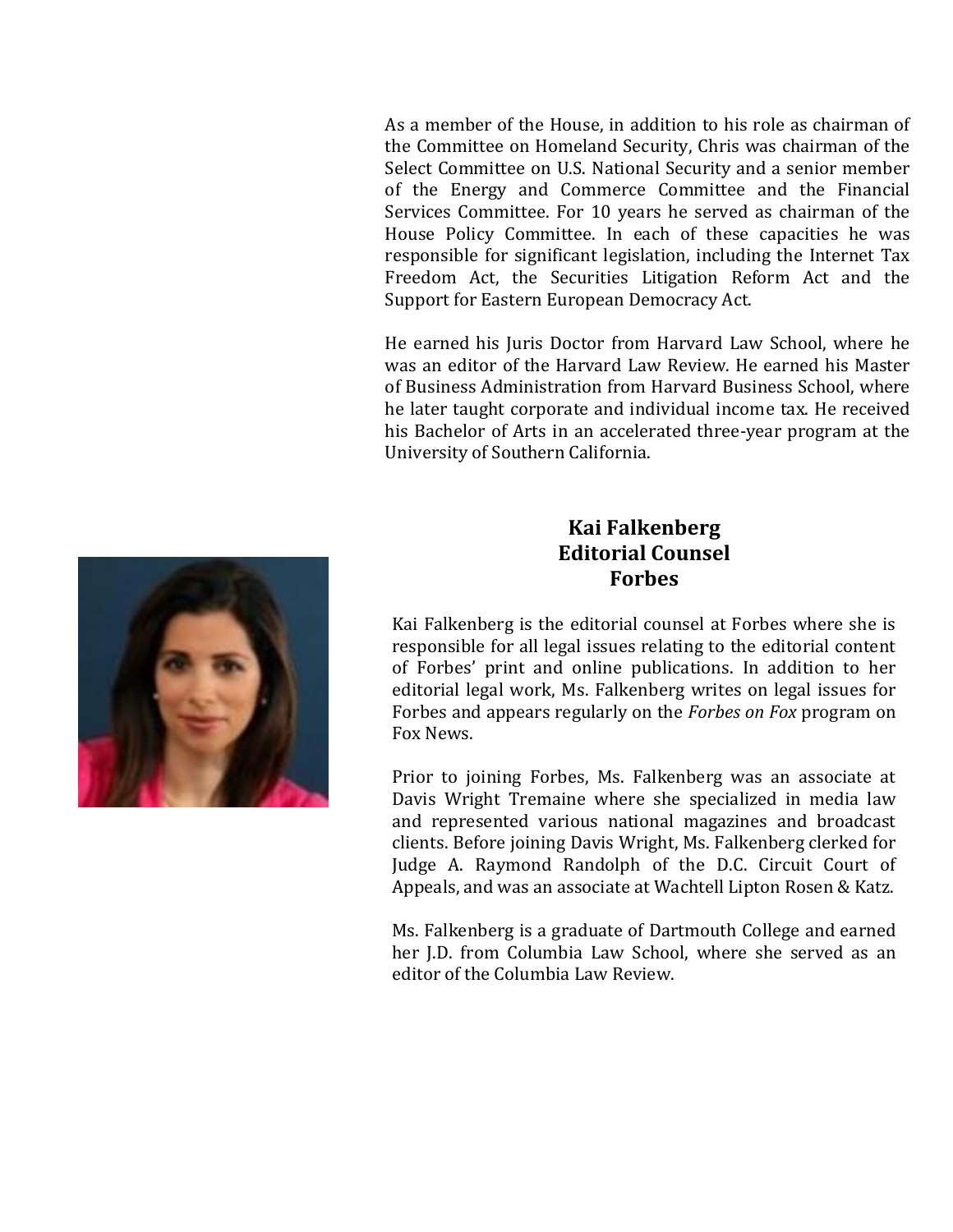As a member of the House, in addition to his role as chairman of the Committee on Homeland Security, Chris was chairman of the Select Committee on U.S. National Security and a senior member of the Energy and Commerce Committee and the Financial Services Committee. For 10 years he served as chairman of the House Policy Committee. In each of these capacities he was responsible for significant legislation, including the Internet Tax Freedom Act, the Securities Litigation Reform Act and the Support for Eastern European Democracy Act.

He earned his Juris Doctor from Harvard Law School, where he was an editor of the Harvard Law Review. He earned his Master of Business Administration from Harvard Business School, where he later taught corporate and individual income tax. He received his Bachelor of Arts in an accelerated three-year program at the University of Southern California.

## Kai Falkenberg
## Editorial Counsel
## Forbes

Kai Falkenberg is the editorial counsel at Forbes where she is responsible for all legal issues relating to the editorial content of Forbes' print and online publications. In addition to her editorial legal work, Ms. Falkenberg writes on legal issues for Forbes and appears regularly on the *Forbes on Fox* program on Fox News.

Prior to joining Forbes, Ms. Falkenberg was an associate at Davis Wright Tremaine where she specialized in media law and represented various national magazines and broadcast clients. Before joining Davis Wright, Ms. Falkenberg clerked for Judge A. Raymond Randolph of the D.C. Circuit Court of Appeals, and was an associate at Wachtell Lipton Rosen & Katz.

Ms. Falkenberg is a graduate of Dartmouth College and earned her J.D. from Columbia Law School, where she served as an editor of the Columbia Law Review.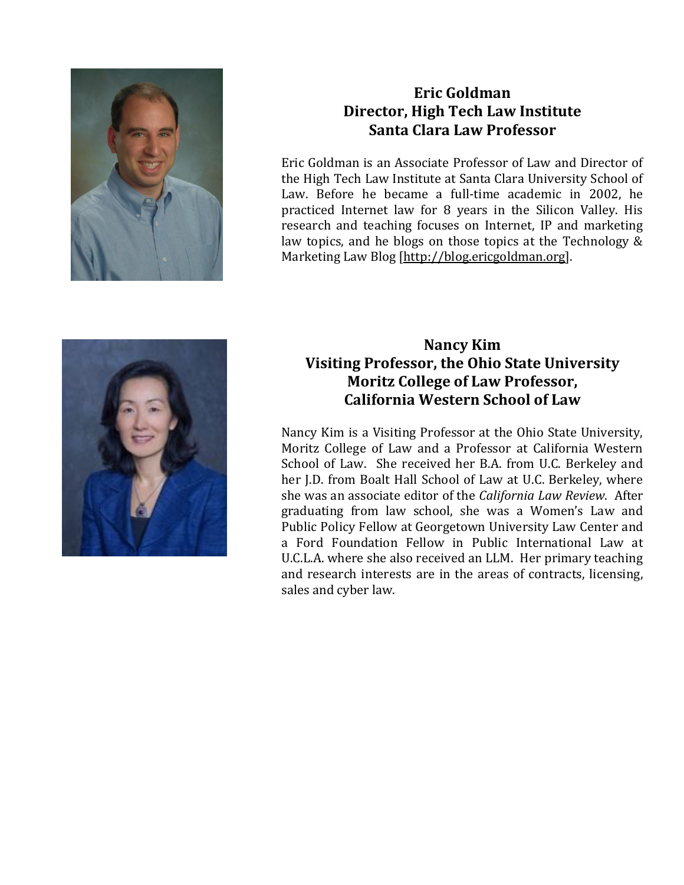### Eric Goldman
### Director, High Tech Law Institute
### Santa Clara Law Professor

Eric Goldman is an Associate Professor of Law and Director of the High Tech Law Institute at Santa Clara University School of Law. Before he became a full-time academic in 2002, he practiced Internet law for 8 years in the Silicon Valley. His research and teaching focuses on Internet, IP and marketing law topics, and he blogs on those topics at the Technology & Marketing Law Blog [http://blog.ericgoldman.org].

### Nancy Kim
### Visiting Professor, the Ohio State University
### Moritz College of Law Professor,
### California Western School of Law

Nancy Kim is a Visiting Professor at the Ohio State University, Moritz College of Law and a Professor at California Western School of Law. She received her B.A. from U.C. Berkeley and her J.D. from Boalt Hall School of Law at U.C. Berkeley, where she was an associate editor of the *California Law Review*. After graduating from law school, she was a Women's Law and Public Policy Fellow at Georgetown University Law Center and a Ford Foundation Fellow in Public International Law at U.C.L.A. where she also received an LLM. Her primary teaching and research interests are in the areas of contracts, licensing, sales and cyber law.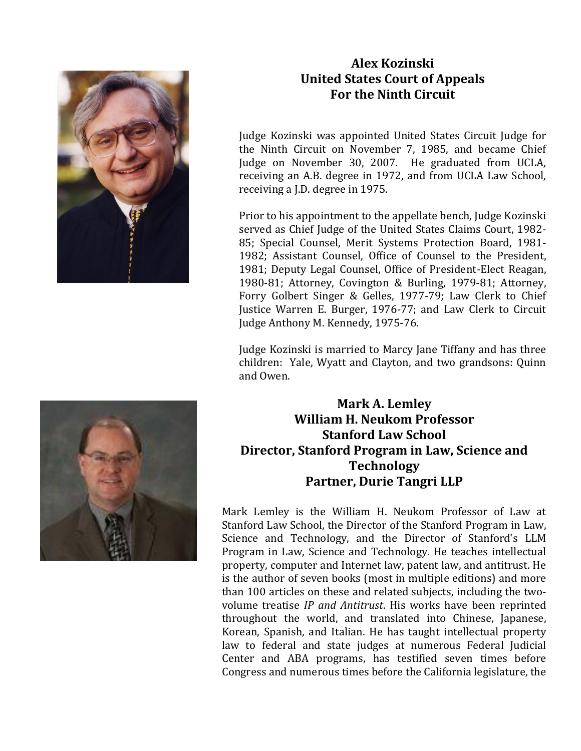## Alex Kozinski
## United States Court of Appeals
## For the Ninth Circuit

Judge Kozinski was appointed United States Circuit Judge for the Ninth Circuit on November 7, 1985, and became Chief Judge on November 30, 2007. He graduated from UCLA, receiving an A.B. degree in 1972, and from UCLA Law School, receiving a J.D. degree in 1975.

Prior to his appointment to the appellate bench, Judge Kozinski served as Chief Judge of the United States Claims Court, 1982-85; Special Counsel, Merit Systems Protection Board, 1981-1982; Assistant Counsel, Office of Counsel to the President, 1981; Deputy Legal Counsel, Office of President-Elect Reagan, 1980-81; Attorney, Covington & Burling, 1979-81; Attorney, Forry Golbert Singer & Gelles, 1977-79; Law Clerk to Chief Justice Warren E. Burger, 1976-77; and Law Clerk to Circuit Judge Anthony M. Kennedy, 1975-76.

Judge Kozinski is married to Marcy Jane Tiffany and has three children: Yale, Wyatt and Clayton, and two grandsons: Quinn and Owen.

## Mark A. Lemley
## William H. Neukom Professor
## Stanford Law School
## Director, Stanford Program in Law, Science and Technology
## Partner, Durie Tangri LLP

Mark Lemley is the William H. Neukom Professor of Law at Stanford Law School, the Director of the Stanford Program in Law, Science and Technology, and the Director of Stanford's LLM Program in Law, Science and Technology. He teaches intellectual property, computer and Internet law, patent law, and antitrust. He is the author of seven books (most in multiple editions) and more than 100 articles on these and related subjects, including the two-volume treatise *IP and Antitrust*. His works have been reprinted throughout the world, and translated into Chinese, Japanese, Korean, Spanish, and Italian. He has taught intellectual property law to federal and state judges at numerous Federal Judicial Center and ABA programs, has testified seven times before Congress and numerous times before the California legislature, the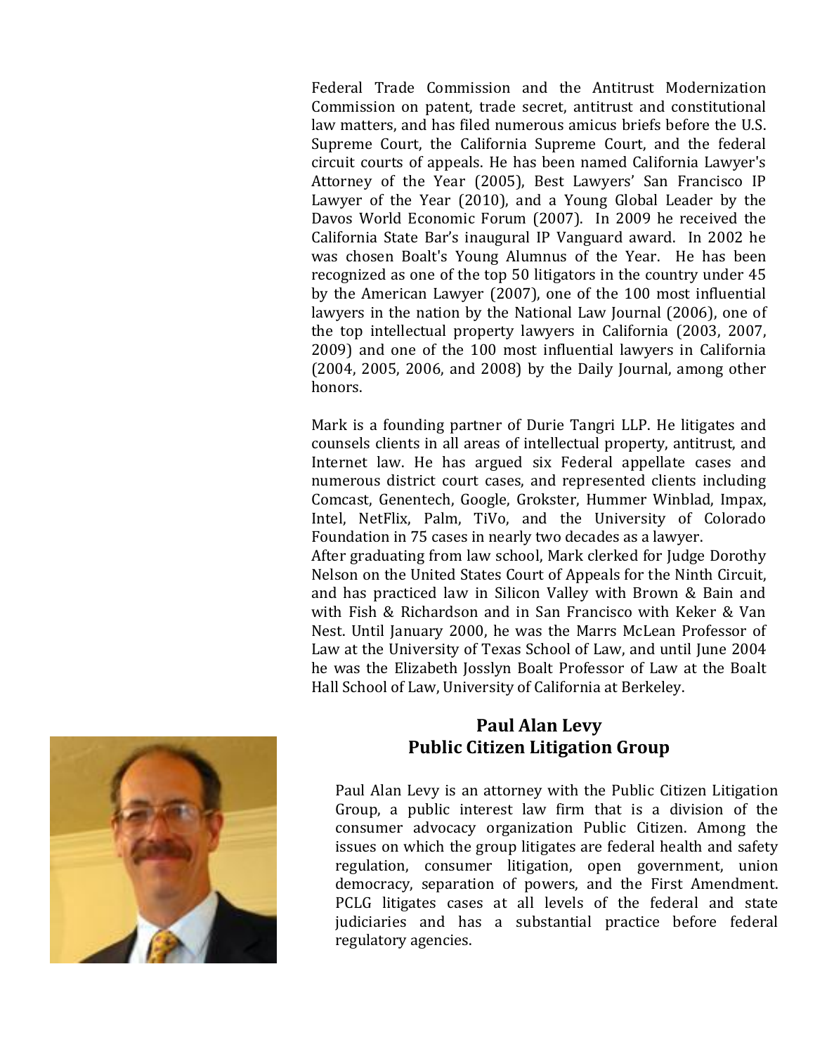Federal Trade Commission and the Antitrust Modernization Commission on patent, trade secret, antitrust and constitutional law matters, and has filed numerous amicus briefs before the U.S. Supreme Court, the California Supreme Court, and the federal circuit courts of appeals. He has been named California Lawyer's Attorney of the Year (2005), Best Lawyers' San Francisco IP Lawyer of the Year (2010), and a Young Global Leader by the Davos World Economic Forum (2007). In 2009 he received the California State Bar's inaugural IP Vanguard award. In 2002 he was chosen Boalt's Young Alumnus of the Year. He has been recognized as one of the top 50 litigators in the country under 45 by the American Lawyer (2007), one of the 100 most influential lawyers in the nation by the National Law Journal (2006), one of the top intellectual property lawyers in California (2003, 2007, 2009) and one of the 100 most influential lawyers in California (2004, 2005, 2006, and 2008) by the Daily Journal, among other honors.

Mark is a founding partner of Durie Tangri LLP. He litigates and counsels clients in all areas of intellectual property, antitrust, and Internet law. He has argued six Federal appellate cases and numerous district court cases, and represented clients including Comcast, Genentech, Google, Grokster, Hummer Winblad, Impax, Intel, NetFlix, Palm, TiVo, and the University of Colorado Foundation in 75 cases in nearly two decades as a lawyer.
After graduating from law school, Mark clerked for Judge Dorothy Nelson on the United States Court of Appeals for the Ninth Circuit, and has practiced law in Silicon Valley with Brown & Bain and with Fish & Richardson and in San Francisco with Keker & Van Nest. Until January 2000, he was the Marrs McLean Professor of Law at the University of Texas School of Law, and until June 2004 he was the Elizabeth Josslyn Boalt Professor of Law at the Boalt Hall School of Law, University of California at Berkeley.

**Paul Alan Levy**
**Public Citizen Litigation Group**

Paul Alan Levy is an attorney with the Public Citizen Litigation Group, a public interest law firm that is a division of the consumer advocacy organization Public Citizen. Among the issues on which the group litigates are federal health and safety regulation, consumer litigation, open government, union democracy, separation of powers, and the First Amendment. PCLG litigates cases at all levels of the federal and state judiciaries and has a substantial practice before federal regulatory agencies.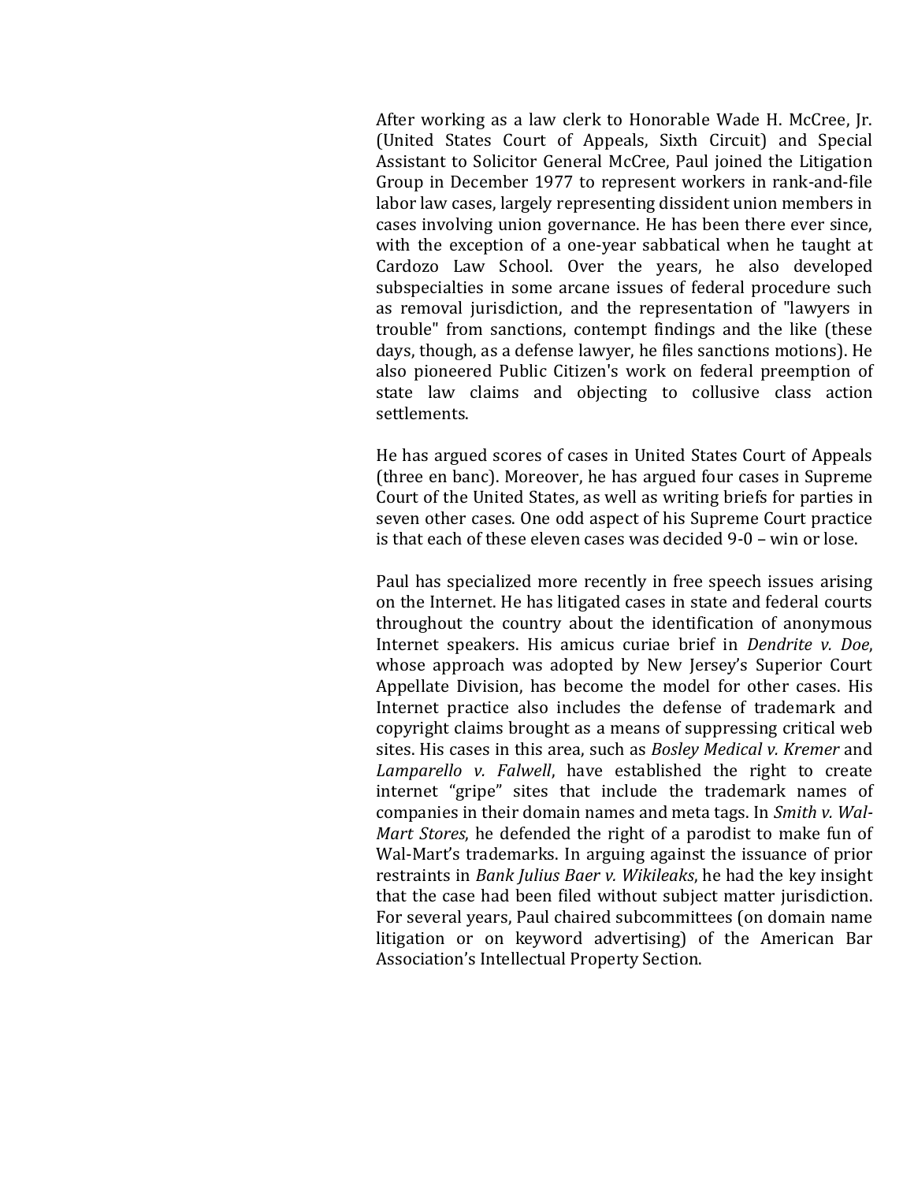After working as a law clerk to Honorable Wade H. McCree, Jr. (United States Court of Appeals, Sixth Circuit) and Special Assistant to Solicitor General McCree, Paul joined the Litigation Group in December 1977 to represent workers in rank-and-file labor law cases, largely representing dissident union members in cases involving union governance. He has been there ever since, with the exception of a one-year sabbatical when he taught at Cardozo Law School. Over the years, he also developed subspecialties in some arcane issues of federal procedure such as removal jurisdiction, and the representation of "lawyers in trouble" from sanctions, contempt findings and the like (these days, though, as a defense lawyer, he files sanctions motions). He also pioneered Public Citizen's work on federal preemption of state law claims and objecting to collusive class action settlements.

He has argued scores of cases in United States Court of Appeals (three en banc). Moreover, he has argued four cases in Supreme Court of the United States, as well as writing briefs for parties in seven other cases. One odd aspect of his Supreme Court practice is that each of these eleven cases was decided 9-0 – win or lose.

Paul has specialized more recently in free speech issues arising on the Internet. He has litigated cases in state and federal courts throughout the country about the identification of anonymous Internet speakers. His amicus curiae brief in *Dendrite v. Doe*, whose approach was adopted by New Jersey's Superior Court Appellate Division, has become the model for other cases. His Internet practice also includes the defense of trademark and copyright claims brought as a means of suppressing critical web sites. His cases in this area, such as *Bosley Medical v. Kremer* and *Lamparello v. Falwell*, have established the right to create internet "gripe" sites that include the trademark names of companies in their domain names and meta tags. In *Smith v. Wal-Mart Stores*, he defended the right of a parodist to make fun of Wal-Mart's trademarks. In arguing against the issuance of prior restraints in *Bank Julius Baer v. Wikileaks*, he had the key insight that the case had been filed without subject matter jurisdiction. For several years, Paul chaired subcommittees (on domain name litigation or on keyword advertising) of the American Bar Association's Intellectual Property Section.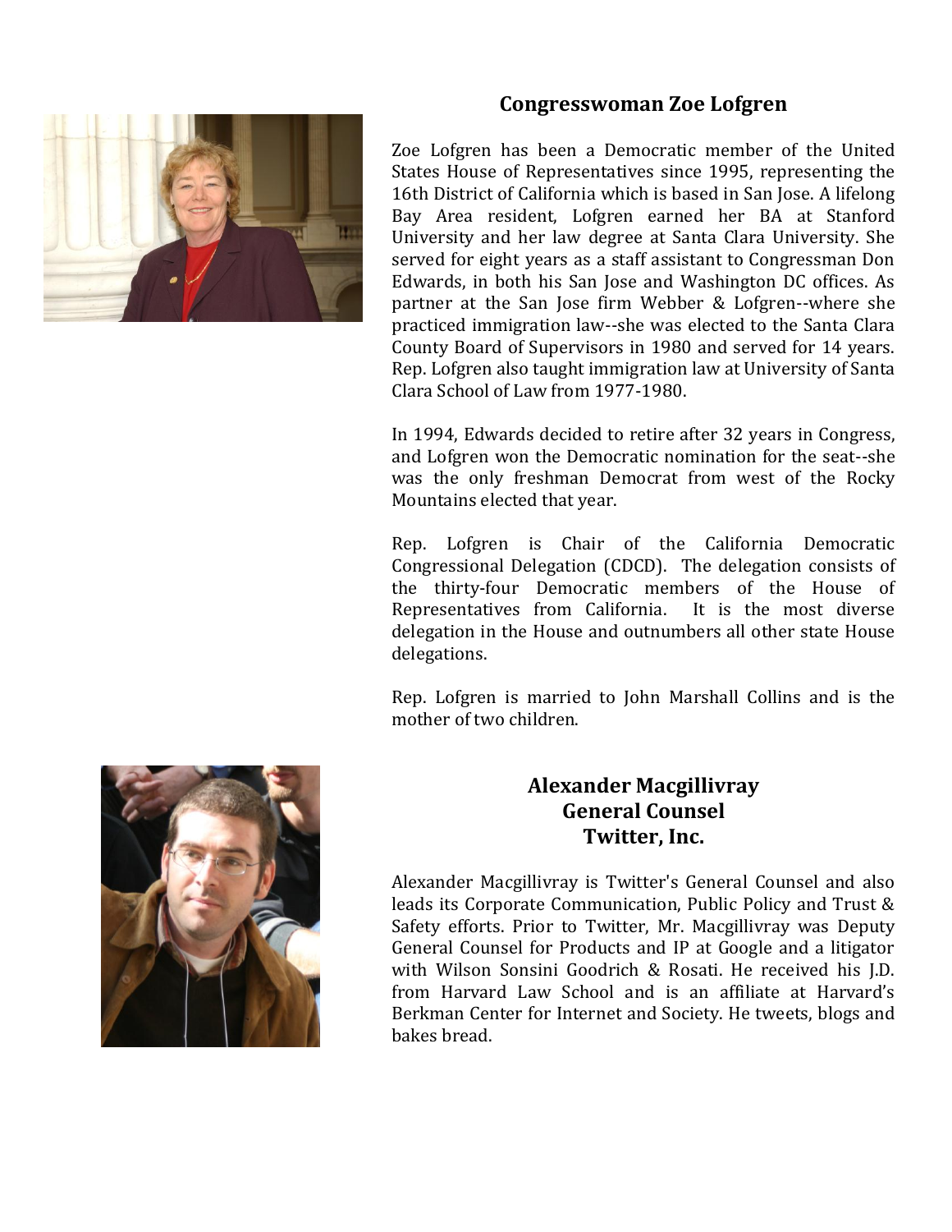## Congresswoman Zoe Lofgren

Zoe Lofgren has been a Democratic member of the United States House of Representatives since 1995, representing the 16th District of California which is based in San Jose. A lifelong Bay Area resident, Lofgren earned her BA at Stanford University and her law degree at Santa Clara University. She served for eight years as a staff assistant to Congressman Don Edwards, in both his San Jose and Washington DC offices. As partner at the San Jose firm Webber & Lofgren--where she practiced immigration law--she was elected to the Santa Clara County Board of Supervisors in 1980 and served for 14 years. Rep. Lofgren also taught immigration law at University of Santa Clara School of Law from 1977-1980.

In 1994, Edwards decided to retire after 32 years in Congress, and Lofgren won the Democratic nomination for the seat--she was the only freshman Democrat from west of the Rocky Mountains elected that year.

Rep. Lofgren is Chair of the California Democratic Congressional Delegation (CDCD). The delegation consists of the thirty-four Democratic members of the House of Representatives from California. It is the most diverse delegation in the House and outnumbers all other state House delegations.

Rep. Lofgren is married to John Marshall Collins and is the mother of two children.

## Alexander Macgillivray
## General Counsel
## Twitter, Inc.

Alexander Macgillivray is Twitter's General Counsel and also leads its Corporate Communication, Public Policy and Trust & Safety efforts. Prior to Twitter, Mr. Macgillivray was Deputy General Counsel for Products and IP at Google and a litigator with Wilson Sonsini Goodrich & Rosati. He received his J.D. from Harvard Law School and is an affiliate at Harvard's Berkman Center for Internet and Society. He tweets, blogs and bakes bread.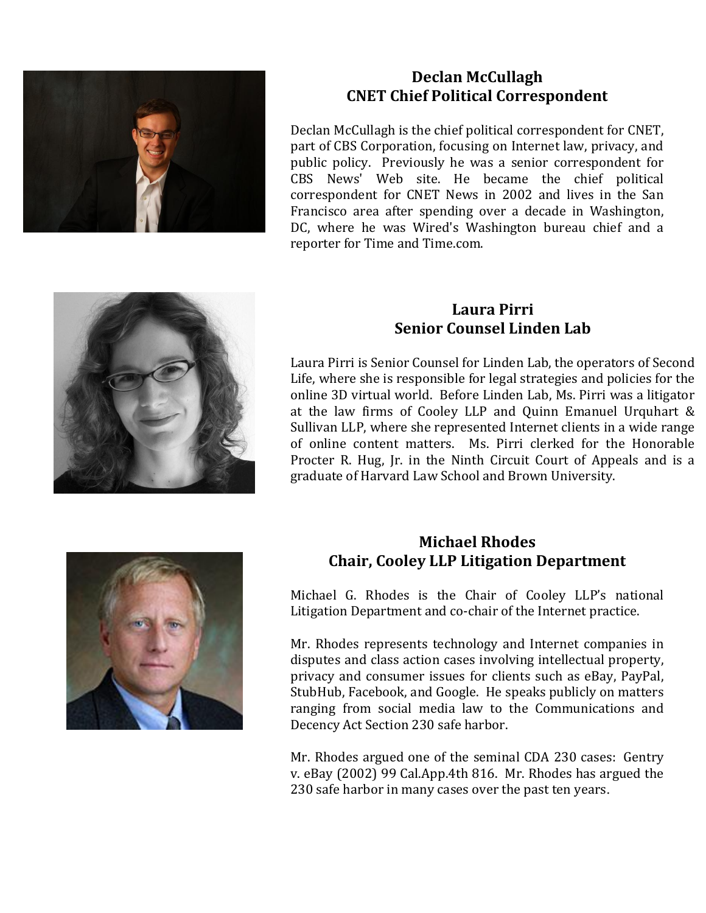## Declan McCullagh
## CNET Chief Political Correspondent

Declan McCullagh is the chief political correspondent for CNET, part of CBS Corporation, focusing on Internet law, privacy, and public policy. Previously he was a senior correspondent for CBS News' Web site. He became the chief political correspondent for CNET News in 2002 and lives in the San Francisco area after spending over a decade in Washington, DC, where he was Wired's Washington bureau chief and a reporter for Time and Time.com.

## Laura Pirri
## Senior Counsel Linden Lab

Laura Pirri is Senior Counsel for Linden Lab, the operators of Second Life, where she is responsible for legal strategies and policies for the online 3D virtual world. Before Linden Lab, Ms. Pirri was a litigator at the law firms of Cooley LLP and Quinn Emanuel Urquhart & Sullivan LLP, where she represented Internet clients in a wide range of online content matters. Ms. Pirri clerked for the Honorable Procter R. Hug, Jr. in the Ninth Circuit Court of Appeals and is a graduate of Harvard Law School and Brown University.

## Michael Rhodes
## Chair, Cooley LLP Litigation Department

Michael G. Rhodes is the Chair of Cooley LLP's national Litigation Department and co-chair of the Internet practice.

Mr. Rhodes represents technology and Internet companies in disputes and class action cases involving intellectual property, privacy and consumer issues for clients such as eBay, PayPal, StubHub, Facebook, and Google. He speaks publicly on matters ranging from social media law to the Communications and Decency Act Section 230 safe harbor.

Mr. Rhodes argued one of the seminal CDA 230 cases: Gentry v. eBay (2002) 99 Cal.App.4th 816. Mr. Rhodes has argued the 230 safe harbor in many cases over the past ten years.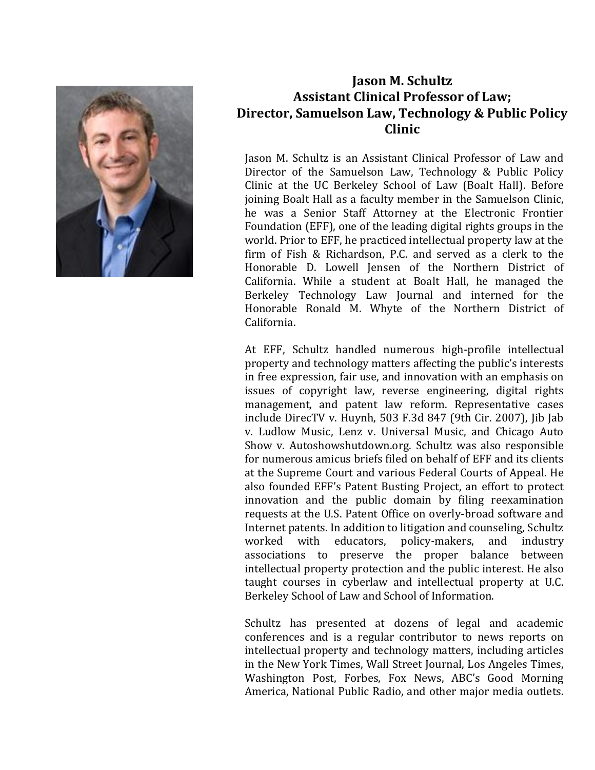# Jason M. Schultz
## Assistant Clinical Professor of Law;
## Director, Samuelson Law, Technology & Public Policy Clinic

Jason M. Schultz is an Assistant Clinical Professor of Law and Director of the Samuelson Law, Technology & Public Policy Clinic at the UC Berkeley School of Law (Boalt Hall). Before joining Boalt Hall as a faculty member in the Samuelson Clinic, he was a Senior Staff Attorney at the Electronic Frontier Foundation (EFF), one of the leading digital rights groups in the world. Prior to EFF, he practiced intellectual property law at the firm of Fish & Richardson, P.C. and served as a clerk to the Honorable D. Lowell Jensen of the Northern District of California. While a student at Boalt Hall, he managed the Berkeley Technology Law Journal and interned for the Honorable Ronald M. Whyte of the Northern District of California.

At EFF, Schultz handled numerous high-profile intellectual property and technology matters affecting the public's interests in free expression, fair use, and innovation with an emphasis on issues of copyright law, reverse engineering, digital rights management, and patent law reform. Representative cases include DirecTV v. Huynh, 503 F.3d 847 (9th Cir. 2007), Jib Jab v. Ludlow Music, Lenz v. Universal Music, and Chicago Auto Show v. Autoshowshutdown.org. Schultz was also responsible for numerous amicus briefs filed on behalf of EFF and its clients at the Supreme Court and various Federal Courts of Appeal. He also founded EFF's Patent Busting Project, an effort to protect innovation and the public domain by filing reexamination requests at the U.S. Patent Office on overly-broad software and Internet patents. In addition to litigation and counseling, Schultz worked with educators, policy-makers, and industry associations to preserve the proper balance between intellectual property protection and the public interest. He also taught courses in cyberlaw and intellectual property at U.C. Berkeley School of Law and School of Information.

Schultz has presented at dozens of legal and academic conferences and is a regular contributor to news reports on intellectual property and technology matters, including articles in the New York Times, Wall Street Journal, Los Angeles Times, Washington Post, Forbes, Fox News, ABC's Good Morning America, National Public Radio, and other major media outlets.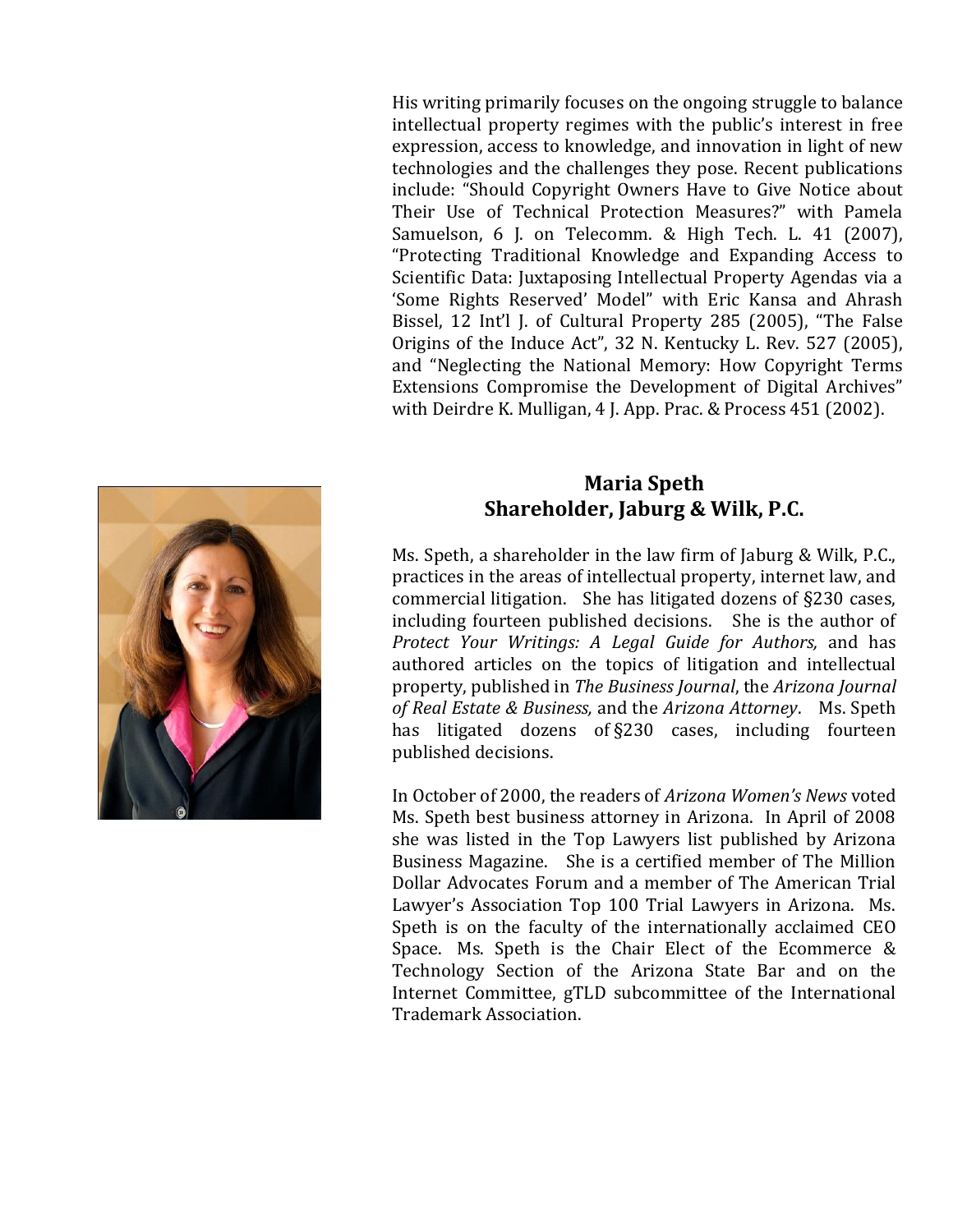His writing primarily focuses on the ongoing struggle to balance intellectual property regimes with the public's interest in free expression, access to knowledge, and innovation in light of new technologies and the challenges they pose. Recent publications include: "Should Copyright Owners Have to Give Notice about Their Use of Technical Protection Measures?" with Pamela Samuelson, 6 J. on Telecomm. & High Tech. L. 41 (2007), "Protecting Traditional Knowledge and Expanding Access to Scientific Data: Juxtaposing Intellectual Property Agendas via a 'Some Rights Reserved' Model" with Eric Kansa and Ahrash Bissel, 12 Int'l J. of Cultural Property 285 (2005), "The False Origins of the Induce Act", 32 N. Kentucky L. Rev. 527 (2005), and "Neglecting the National Memory: How Copyright Terms Extensions Compromise the Development of Digital Archives" with Deirdre K. Mulligan, 4 J. App. Prac. & Process 451 (2002).

## Maria Speth
## Shareholder, Jaburg & Wilk, P.C.

Ms. Speth, a shareholder in the law firm of Jaburg & Wilk, P.C., practices in the areas of intellectual property, internet law, and commercial litigation. She has litigated dozens of §230 cases, including fourteen published decisions. She is the author of *Protect Your Writings: A Legal Guide for Authors,* and has authored articles on the topics of litigation and intellectual property, published in *The Business Journal*, the *Arizona Journal of Real Estate & Business,* and the *Arizona Attorney*. Ms. Speth has litigated dozens of §230 cases, including fourteen published decisions.

In October of 2000, the readers of *Arizona Women's News* voted Ms. Speth best business attorney in Arizona. In April of 2008 she was listed in the Top Lawyers list published by Arizona Business Magazine. She is a certified member of The Million Dollar Advocates Forum and a member of The American Trial Lawyer's Association Top 100 Trial Lawyers in Arizona. Ms. Speth is on the faculty of the internationally acclaimed CEO Space. Ms. Speth is the Chair Elect of the Ecommerce & Technology Section of the Arizona State Bar and on the Internet Committee, gTLD subcommittee of the International Trademark Association.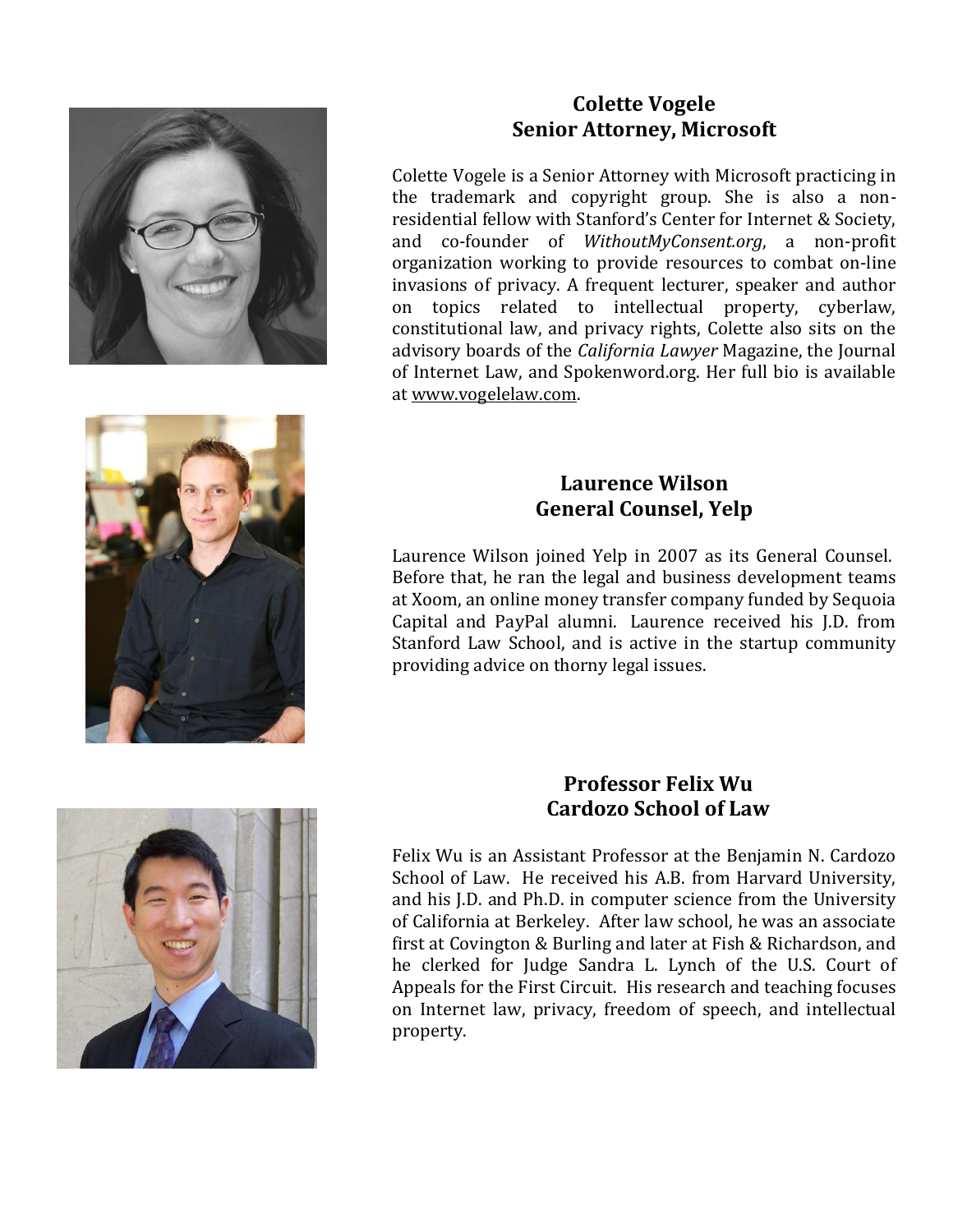## Colette Vogele
## Senior Attorney, Microsoft

Colette Vogele is a Senior Attorney with Microsoft practicing in the trademark and copyright group. She is also a non-residential fellow with Stanford's Center for Internet & Society, and co-founder of *WithoutMyConsent.org*, a non-profit organization working to provide resources to combat on-line invasions of privacy. A frequent lecturer, speaker and author on topics related to intellectual property, cyberlaw, constitutional law, and privacy rights, Colette also sits on the advisory boards of the *California Lawyer* Magazine, the Journal of Internet Law, and Spokenword.org. Her full bio is available at www.vogelelaw.com.

## Laurence Wilson
## General Counsel, Yelp

Laurence Wilson joined Yelp in 2007 as its General Counsel. Before that, he ran the legal and business development teams at Xoom, an online money transfer company funded by Sequoia Capital and PayPal alumni. Laurence received his J.D. from Stanford Law School, and is active in the startup community providing advice on thorny legal issues.

## Professor Felix Wu
## Cardozo School of Law

Felix Wu is an Assistant Professor at the Benjamin N. Cardozo School of Law. He received his A.B. from Harvard University, and his J.D. and Ph.D. in computer science from the University of California at Berkeley. After law school, he was an associate first at Covington & Burling and later at Fish & Richardson, and he clerked for Judge Sandra L. Lynch of the U.S. Court of Appeals for the First Circuit. His research and teaching focuses on Internet law, privacy, freedom of speech, and intellectual property.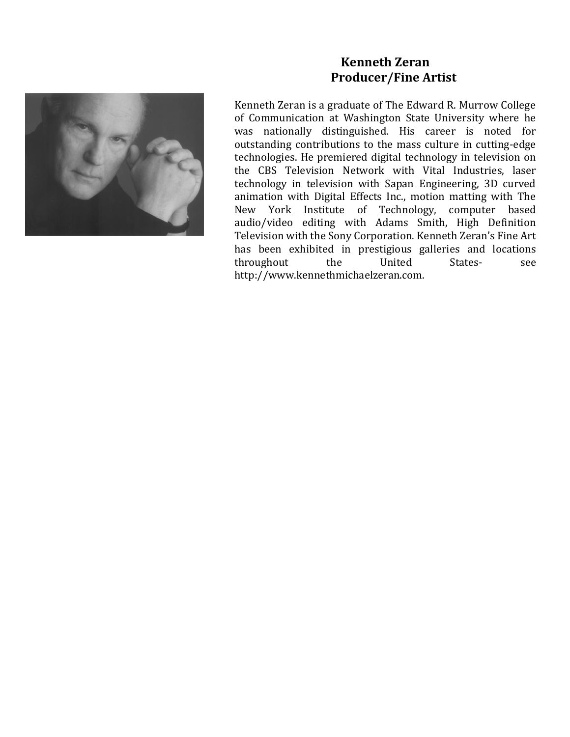**Kenneth Zeran**
**Producer/Fine Artist**

Kenneth Zeran is a graduate of The Edward R. Murrow College of Communication at Washington State University where he was nationally distinguished. His career is noted for outstanding contributions to the mass culture in cutting-edge technologies. He premiered digital technology in television on the CBS Television Network with Vital Industries, laser technology in television with Sapan Engineering, 3D curved animation with Digital Effects Inc., motion matting with The New York Institute of Technology, computer based audio/video editing with Adams Smith, High Definition Television with the Sony Corporation. Kenneth Zeran's Fine Art has been exhibited in prestigious galleries and locations throughout the United States- see http://www.kennethmichaelzeran.com.